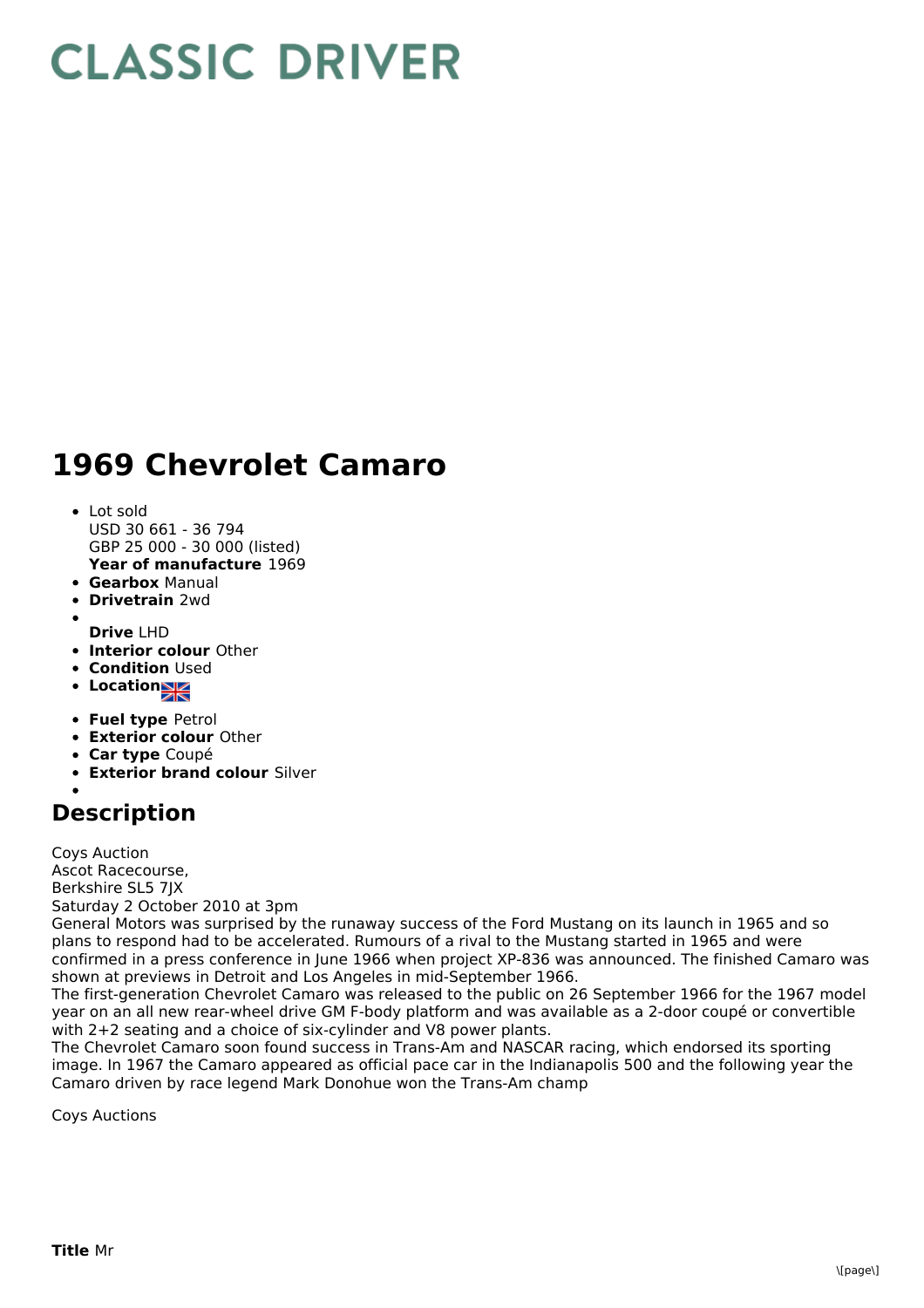# CLASSIC DRIVER

# 1969 Chevrolet Camaro

- Lot sold
  USD 30 661 - 36 794
  GBP 25 000 - 30 000 (listed)
  **Year of manufacture** 1969
- **Gearbox** Manual
- **Drivetrain** 2wd
- 
  **Drive** LHD
- **Interior colour** Other
- **Condition** Used
- **Location**
- **Fuel type** Petrol
- **Exterior colour** Other
- **Car type** Coupé
- **Exterior brand colour** Silver
- 

## Description

Coys Auction
Ascot Racecourse,
Berkshire SL5 7JX
Saturday 2 October 2010 at 3pm
General Motors was surprised by the runaway success of the Ford Mustang on its launch in 1965 and so plans to respond had to be accelerated. Rumours of a rival to the Mustang started in 1965 and were confirmed in a press conference in June 1966 when project XP-836 was announced. The finished Camaro was shown at previews in Detroit and Los Angeles in mid-September 1966.
The first-generation Chevrolet Camaro was released to the public on 26 September 1966 for the 1967 model year on an all new rear-wheel drive GM F-body platform and was available as a 2-door coupé or convertible with 2+2 seating and a choice of six-cylinder and V8 power plants.
The Chevrolet Camaro soon found success in Trans-Am and NASCAR racing, which endorsed its sporting image. In 1967 the Camaro appeared as official pace car in the Indianapolis 500 and the following year the Camaro driven by race legend Mark Donohue won the Trans-Am champ

Coys Auctions

**Title** Mr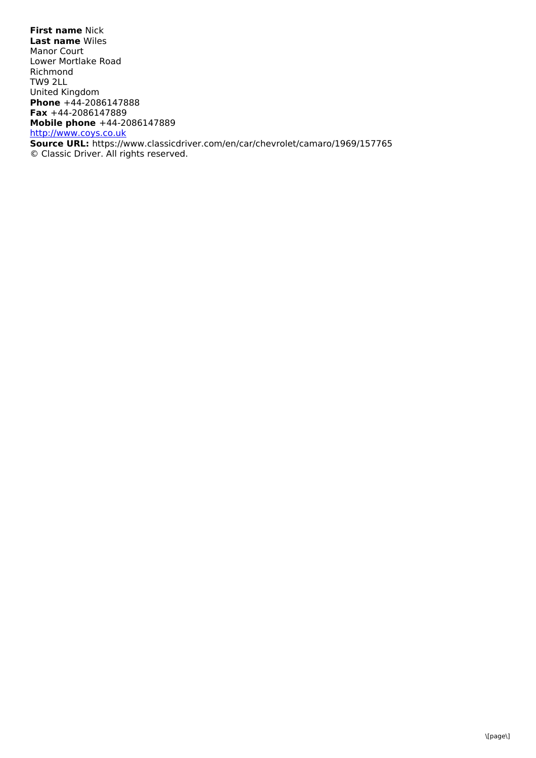**First name** Nick
**Last name** Wiles
Manor Court
Lower Mortlake Road
Richmond
TW9 2LL
United Kingdom
**Phone** +44-2086147888
**Fax** +44-2086147889
**Mobile phone** +44-2086147889
[http://www.coys.co.uk](http://www.coys.co.uk)
**Source URL:** https://www.classicdriver.com/en/car/chevrolet/camaro/1969/157765
© Classic Driver. All rights reserved.